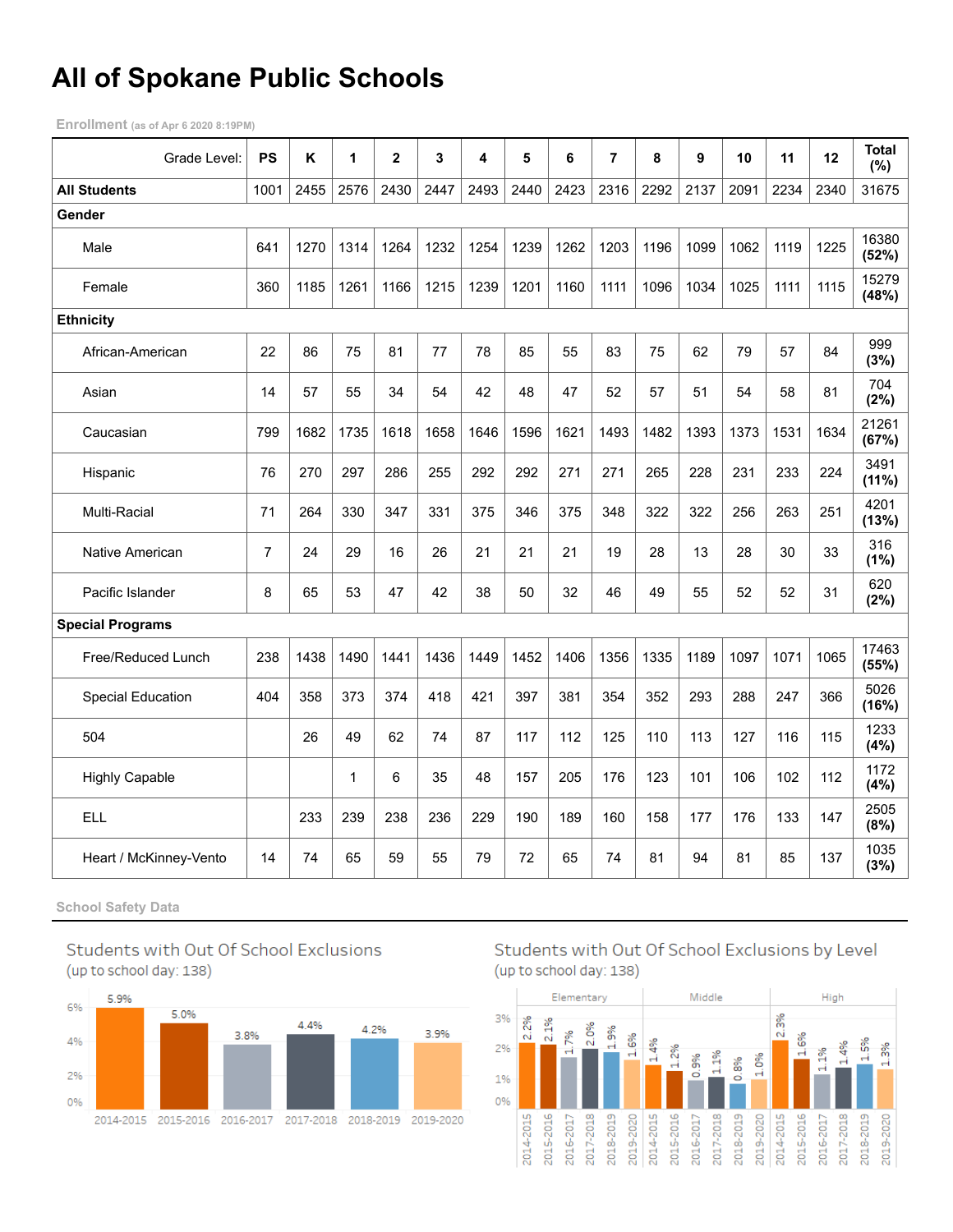# All of Spokane Public Schools

**Enrollment** (as of Apr 6 2020 8:19PM)

| Grade Level: | PS | K | 1 | 2 | 3 | 4 | 5 | 6 | 7 | 8 | 9 | 10 | 11 | 12 | Total (%) |
|---|---|---|---|---|---|---|---|---|---|---|---|---|---|---|---|
| **All Students** | 1001 | 2455 | 2576 | 2430 | 2447 | 2493 | 2440 | 2423 | 2316 | 2292 | 2137 | 2091 | 2234 | 2340 | 31675 |
| **Gender** | | | | | | | | | | | | | | | |
| Male | 641 | 1270 | 1314 | 1264 | 1232 | 1254 | 1239 | 1262 | 1203 | 1196 | 1099 | 1062 | 1119 | 1225 | 16380 **(52%)** |
| Female | 360 | 1185 | 1261 | 1166 | 1215 | 1239 | 1201 | 1160 | 1111 | 1096 | 1034 | 1025 | 1111 | 1115 | 15279 **(48%)** |
| **Ethnicity** | | | | | | | | | | | | | | | |
| African-American | 22 | 86 | 75 | 81 | 77 | 78 | 85 | 55 | 83 | 75 | 62 | 79 | 57 | 84 | 999 **(3%)** |
| Asian | 14 | 57 | 55 | 34 | 54 | 42 | 48 | 47 | 52 | 57 | 51 | 54 | 58 | 81 | 704 **(2%)** |
| Caucasian | 799 | 1682 | 1735 | 1618 | 1658 | 1646 | 1596 | 1621 | 1493 | 1482 | 1393 | 1373 | 1531 | 1634 | 21261 **(67%)** |
| Hispanic | 76 | 270 | 297 | 286 | 255 | 292 | 292 | 271 | 271 | 265 | 228 | 231 | 233 | 224 | 3491 **(11%)** |
| Multi-Racial | 71 | 264 | 330 | 347 | 331 | 375 | 346 | 375 | 348 | 322 | 322 | 256 | 263 | 251 | 4201 **(13%)** |
| Native American | 7 | 24 | 29 | 16 | 26 | 21 | 21 | 21 | 19 | 28 | 13 | 28 | 30 | 33 | 316 **(1%)** |
| Pacific Islander | 8 | 65 | 53 | 47 | 42 | 38 | 50 | 32 | 46 | 49 | 55 | 52 | 52 | 31 | 620 **(2%)** |
| **Special Programs** | | | | | | | | | | | | | | | |
| Free/Reduced Lunch | 238 | 1438 | 1490 | 1441 | 1436 | 1449 | 1452 | 1406 | 1356 | 1335 | 1189 | 1097 | 1071 | 1065 | 17463 **(55%)** |
| Special Education | 404 | 358 | 373 | 374 | 418 | 421 | 397 | 381 | 354 | 352 | 293 | 288 | 247 | 366 | 5026 **(16%)** |
| 504 | | 26 | 49 | 62 | 74 | 87 | 117 | 112 | 125 | 110 | 113 | 127 | 116 | 115 | 1233 **(4%)** |
| Highly Capable | | | 1 | 6 | 35 | 48 | 157 | 205 | 176 | 123 | 101 | 106 | 102 | 112 | 1172 **(4%)** |
| ELL | | 233 | 239 | 238 | 236 | 229 | 190 | 189 | 160 | 158 | 177 | 176 | 133 | 147 | 2505 **(8%)** |
| Heart / McKinney-Vento | 14 | 74 | 65 | 59 | 55 | 79 | 72 | 65 | 74 | 81 | 94 | 81 | 85 | 137 | 1035 **(3%)** |

**School Safety Data**

### Students with Out Of School Exclusions
(up to school day: 138)

| Year | % |
|---|---|
| 2014-2015 | 5.9% |
| 2015-2016 | 5.0% |
| 2016-2017 | 3.8% |
| 2017-2018 | 4.4% |
| 2018-2019 | 4.2% |
| 2019-2020 | 3.9% |

### Students with Out Of School Exclusions by Level
(up to school day: 138)

| Year | Elementary | Middle | High |
|---|---|---|---|
| 2014-2015 | 2.2% | 1.4% | 2.3% |
| 2015-2016 | 2.1% | 1.2% | 1.6% |
| 2016-2017 | 1.7% | 0.9% | 1.1% |
| 2017-2018 | 2.0% | 1.1% | 1.4% |
| 2018-2019 | 1.9% | 0.8% | 1.5% |
| 2019-2020 | 1.6% | 1.0% | 1.3% |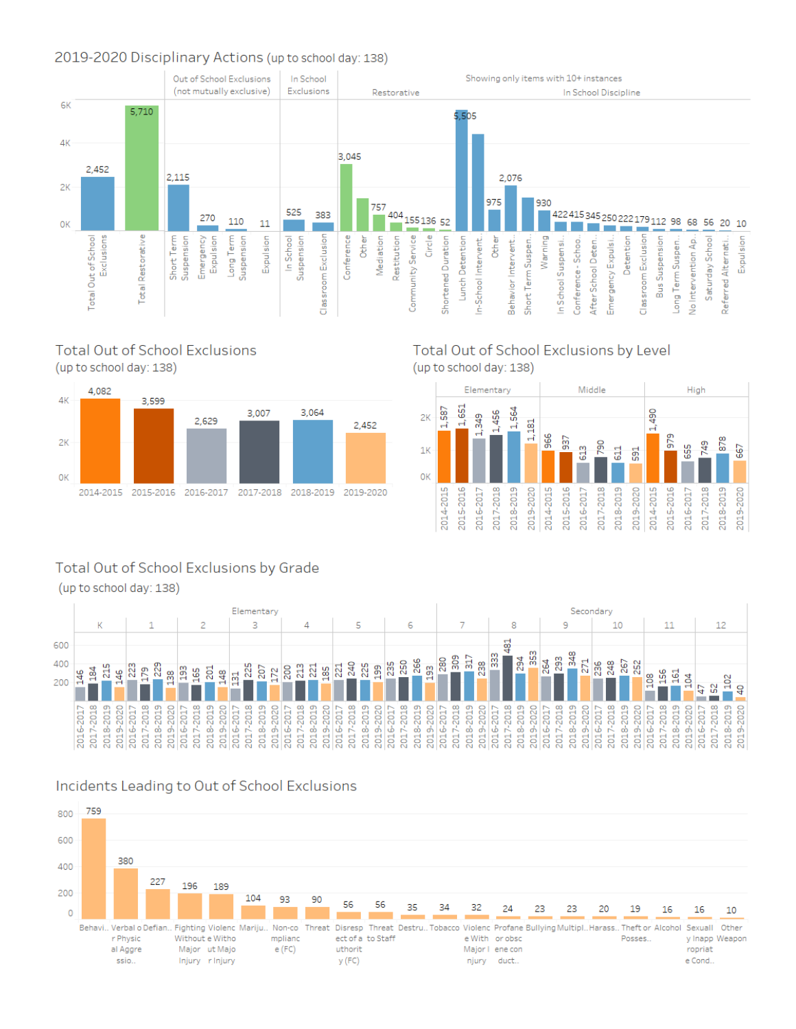## 2019-2020 Disciplinary Actions (up to school day: 138)

Showing only items with 10+ instances

| Category | Action | Count |
|---|---|---|
| | Total Out of School Exclusions | 2,452 |
| | Total Restorative | 5,710 |
| Out of School Exclusions (not mutually exclusive) | Short Term Suspension | 2,115 |
| | Emergency Expulsion | 270 |
| | Long Term Suspension | 110 |
| | Expulsion | 11 |
| In School Exclusions | In School Suspension | 525 |
| | Classroom Exclusion | 383 |
| Restorative | Conference | 3,045 |
| | Other | |
| | Mediation | 757 |
| | Restitution | 404 |
| | Community Service | 155 |
| | Circle | 136 |
| | Shortened Duration | 52 |
| In School Discipline | Lunch Detention | 5,505 |
| | In-School Intervent.. | |
| | Other | 975 |
| | Behavior Intervent.. | 2,076 |
| | Short Term Suspen.. | |
| | Warning | 930 |
| | In School Suspensi.. | 422 |
| | Conference - Schoo.. | 415 |
| | After School Deten.. | 345 |
| | Emergency Expulsi.. | 250 |
| | Detention | 222 |
| | Classroom Exclusion | 179 |
| | Bus Suspension | 112 |
| | Long Term Suspen.. | 98 |
| | No Intervention Ap.. | 68 |
| | Saturday School | 56 |
| | Referred Alternati.. | 20 |
| | Expulsion | 10 |

## Total Out of School Exclusions (up to school day: 138)

| Year | Total |
|---|---|
| 2014-2015 | 4,082 |
| 2015-2016 | 3,599 |
| 2016-2017 | 2,629 |
| 2017-2018 | 3,007 |
| 2018-2019 | 3,064 |
| 2019-2020 | 2,452 |

## Total Out of School Exclusions by Level (up to school day: 138)

| Year | Elementary | Middle | High |
|---|---|---|---|
| 2014-2015 | 1,587 | 966 | 1,490 |
| 2015-2016 | 1,651 | 937 | 979 |
| 2016-2017 | 1,349 | 613 | 655 |
| 2017-2018 | 1,456 | 790 | 749 |
| 2018-2019 | 1,564 | 611 | 878 |
| 2019-2020 | 1,181 | 591 | 667 |

## Total Out of School Exclusions by Grade (up to school day: 138)

| Level | Grade | 2016-2017 | 2017-2018 | 2018-2019 | 2019-2020 |
|---|---|---|---|---|---|
| Elementary | K | 146 | 184 | 215 | 146 |
| | 1 | 223 | 179 | 229 | 138 |
| | 2 | 193 | 165 | 201 | 148 |
| | 3 | 131 | 225 | 207 | 172 |
| | 4 | 200 | 213 | 221 | 185 |
| | 5 | 221 | 240 | 225 | 199 |
| Secondary | 6 | 235 | 250 | 266 | 193 |
| | 7 | 280 | 309 | 317 | 238 |
| | 8 | 333 | 481 | 294 | 353 |
| | 9 | 264 | 293 | 348 | 271 |
| | 10 | 236 | 248 | 267 | 252 |
| | 11 | 108 | 156 | 161 | 104 |
| | 12 | 47 | 52 | 102 | 40 |

## Incidents Leading to Out of School Exclusions

| Incident | Count |
|---|---|
| Behavi.. | 759 |
| Verbal or Physical Aggressio.. | 380 |
| Defian.. | 227 |
| Fighting Without Major Injury | 196 |
| Violence Without Major Injury | 189 |
| Mariju.. | 104 |
| Non-compliance (FC) | 93 |
| Threat | 90 |
| Disrespect of Authority (FC) | 56 |
| Threat to Staff | 56 |
| Destru.. | 35 |
| Tobacco | 34 |
| Violence With Major Injury | 32 |
| Profane or obscene conduct.. | 24 |
| Bullying | 23 |
| Multipl.. | 23 |
| Harass.. | 20 |
| Theft or Posses.. | 19 |
| Alcohol | 16 |
| Sexually Inappropriate Cond.. | 16 |
| Other Weapon | 10 |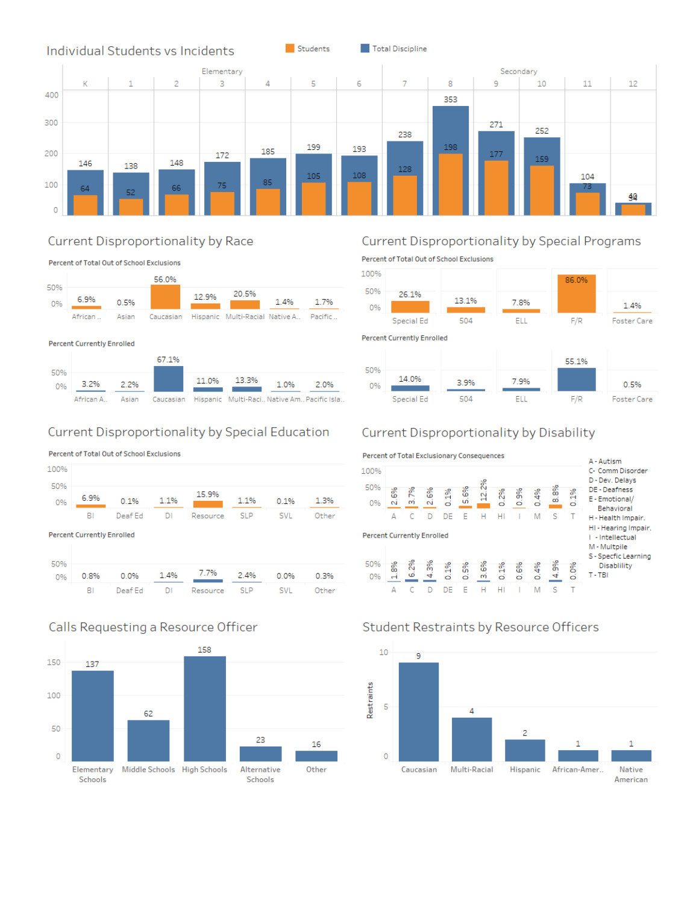## Individual Students vs Incidents

Legend: Students, Total Discipline

| | Elementary | | | | | | | Secondary | | | | | |
|---|---|---|---|---|---|---|---|---|---|---|---|---|---|
| Grade | K | 1 | 2 | 3 | 4 | 5 | 6 | 7 | 8 | 9 | 10 | 11 | 12 |
| Total Discipline | 146 | 138 | 148 | 172 | 185 | 199 | 193 | 238 | 353 | 271 | 252 | 104 | 40 |
| Students | 64 | 52 | 66 | 75 | 85 | 105 | 108 | 128 | 198 | 177 | 159 | 73 | 34 |

## Current Disproportionality by Race

| | African A.. | Asian | Caucasian | Hispanic | Multi-Racial | Native A.. | Pacific .. |
|---|---|---|---|---|---|---|---|
| Percent of Total Out of School Exclusions | 6.9% | 0.5% | 56.0% | 12.9% | 20.5% | 1.4% | 1.7% |
| Percent Currently Enrolled | 3.2% | 2.2% | 67.1% | 11.0% | 13.3% | 1.0% | 2.0% |

## Current Disproportionality by Special Programs

| | Special Ed | 504 | ELL | F/R | Foster Care |
|---|---|---|---|---|---|
| Percent of Total Out of School Exclusions | 26.1% | 13.1% | 7.8% | 86.0% | 1.4% |
| Percent Currently Enrolled | 14.0% | 3.9% | 7.9% | 55.1% | 0.5% |

## Current Disproportionality by Special Education

| | BI | Deaf Ed | DI | Resource | SLP | SVL | Other |
|---|---|---|---|---|---|---|---|
| Percent of Total Out of School Exclusions | 6.9% | 0.1% | 1.1% | 15.9% | 1.1% | 0.1% | 1.3% |
| Percent Currently Enrolled | 0.8% | 0.0% | 1.4% | 7.7% | 2.4% | 0.0% | 0.3% |

## Current Disproportionality by Disability

| | A | C | D | DE | E | H | HI | I | M | S | T |
|---|---|---|---|---|---|---|---|---|---|---|---|
| Percent of Total Exclusionary Consequences | 2.6% | 3.7% | 2.6% | 0.1% | 5.6% | 12.2% | 0.2% | 0.9% | 0.4% | 8.8% | 0.1% |
| Percent Currently Enrolled | 1.8% | 6.2% | 4.3% | 0.1% | 0.5% | 3.6% | 0.1% | 0.6% | 0.4% | 4.9% | 0.0% |

A - Autism
C- Comm Disorder
D - Dev. Delays
DE - Deafness
E - Emotional/Behavioral
H - Health Impair.
HI - Hearing Impair.
I - Intellectual
M - Multpile
S - Specfic Learning Disability
T - TBI

## Calls Requesting a Resource Officer

| Elementary Schools | Middle Schools | High Schools | Alternative Schools | Other |
|---|---|---|---|---|
| 137 | 62 | 158 | 23 | 16 |

## Student Restraints by Resource Officers

| | Caucasian | Multi-Racial | Hispanic | African-Amer.. | Native American |
|---|---|---|---|---|---|
| Restraints | 9 | 4 | 2 | 1 | 1 |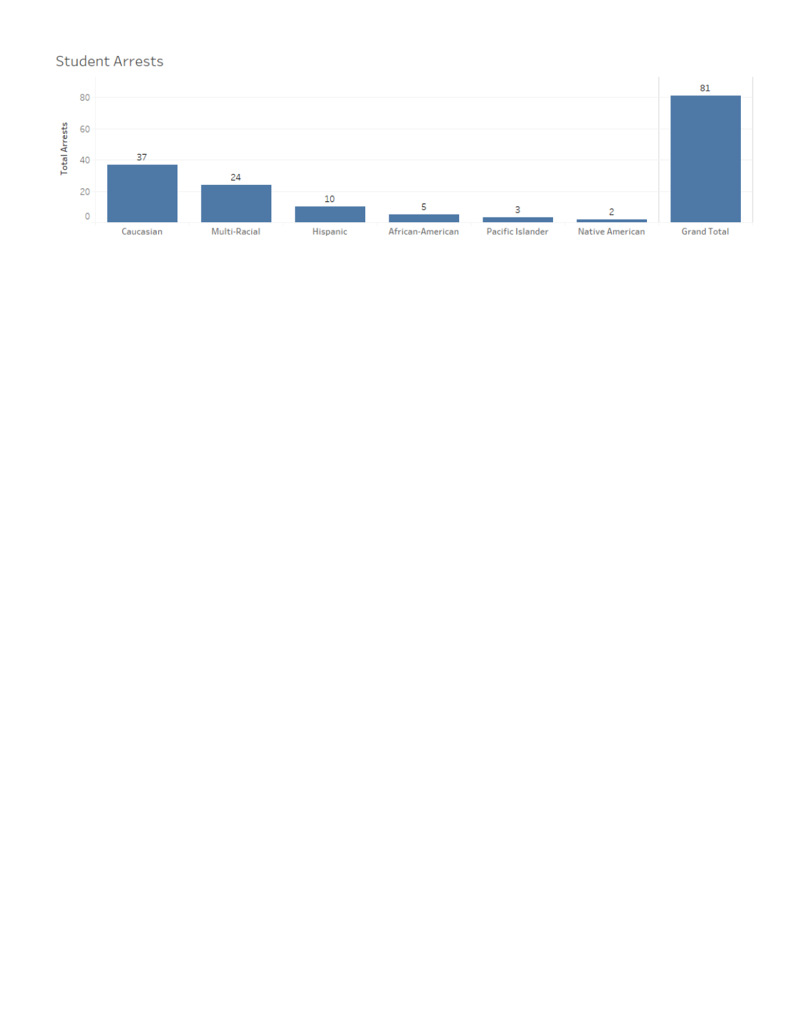Student Arrests

Total Arrests

80

60

40

20

0

37

24

10

5

3

2

81

Caucasian

Multi-Racial

Hispanic

African-American

Pacific Islander

Native American

Grand Total